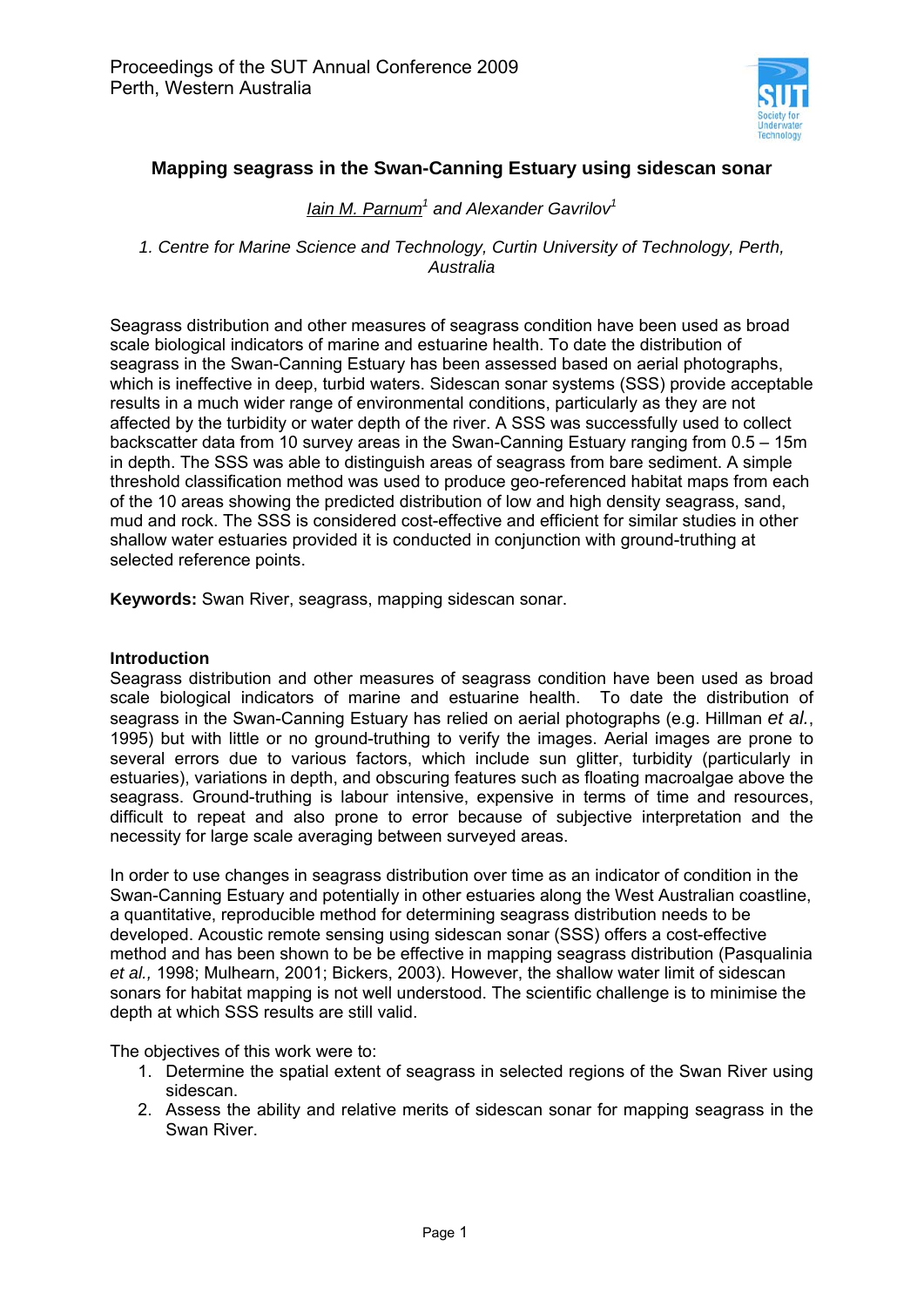Proceedings of the SUT Annual Conference 2009
Perth, Western Australia

# Mapping seagrass in the Swan-Canning Estuary using sidescan sonar

*Iain M. Parnum*[1] *and Alexander Gavrilov*[1]

*1. Centre for Marine Science and Technology, Curtin University of Technology, Perth, Australia*

Seagrass distribution and other measures of seagrass condition have been used as broad scale biological indicators of marine and estuarine health. To date the distribution of seagrass in the Swan-Canning Estuary has been assessed based on aerial photographs, which is ineffective in deep, turbid waters. Sidescan sonar systems (SSS) provide acceptable results in a much wider range of environmental conditions, particularly as they are not affected by the turbidity or water depth of the river. A SSS was successfully used to collect backscatter data from 10 survey areas in the Swan-Canning Estuary ranging from 0.5 – 15m in depth. The SSS was able to distinguish areas of seagrass from bare sediment. A simple threshold classification method was used to produce geo-referenced habitat maps from each of the 10 areas showing the predicted distribution of low and high density seagrass, sand, mud and rock. The SSS is considered cost-effective and efficient for similar studies in other shallow water estuaries provided it is conducted in conjunction with ground-truthing at selected reference points.

**Keywords:** Swan River, seagrass, mapping sidescan sonar.

## Introduction

Seagrass distribution and other measures of seagrass condition have been used as broad scale biological indicators of marine and estuarine health. To date the distribution of seagrass in the Swan-Canning Estuary has relied on aerial photographs (e.g. Hillman *et al.*, 1995) but with little or no ground-truthing to verify the images. Aerial images are prone to several errors due to various factors, which include sun glitter, turbidity (particularly in estuaries), variations in depth, and obscuring features such as floating macroalgae above the seagrass. Ground-truthing is labour intensive, expensive in terms of time and resources, difficult to repeat and also prone to error because of subjective interpretation and the necessity for large scale averaging between surveyed areas.

In order to use changes in seagrass distribution over time as an indicator of condition in the Swan-Canning Estuary and potentially in other estuaries along the West Australian coastline, a quantitative, reproducible method for determining seagrass distribution needs to be developed. Acoustic remote sensing using sidescan sonar (SSS) offers a cost-effective method and has been shown to be be effective in mapping seagrass distribution (Pasqualinia *et al.,* 1998; Mulhearn, 2001; Bickers, 2003). However, the shallow water limit of sidescan sonars for habitat mapping is not well understood. The scientific challenge is to minimise the depth at which SSS results are still valid.

The objectives of this work were to:

1. Determine the spatial extent of seagrass in selected regions of the Swan River using sidescan.
2. Assess the ability and relative merits of sidescan sonar for mapping seagrass in the Swan River.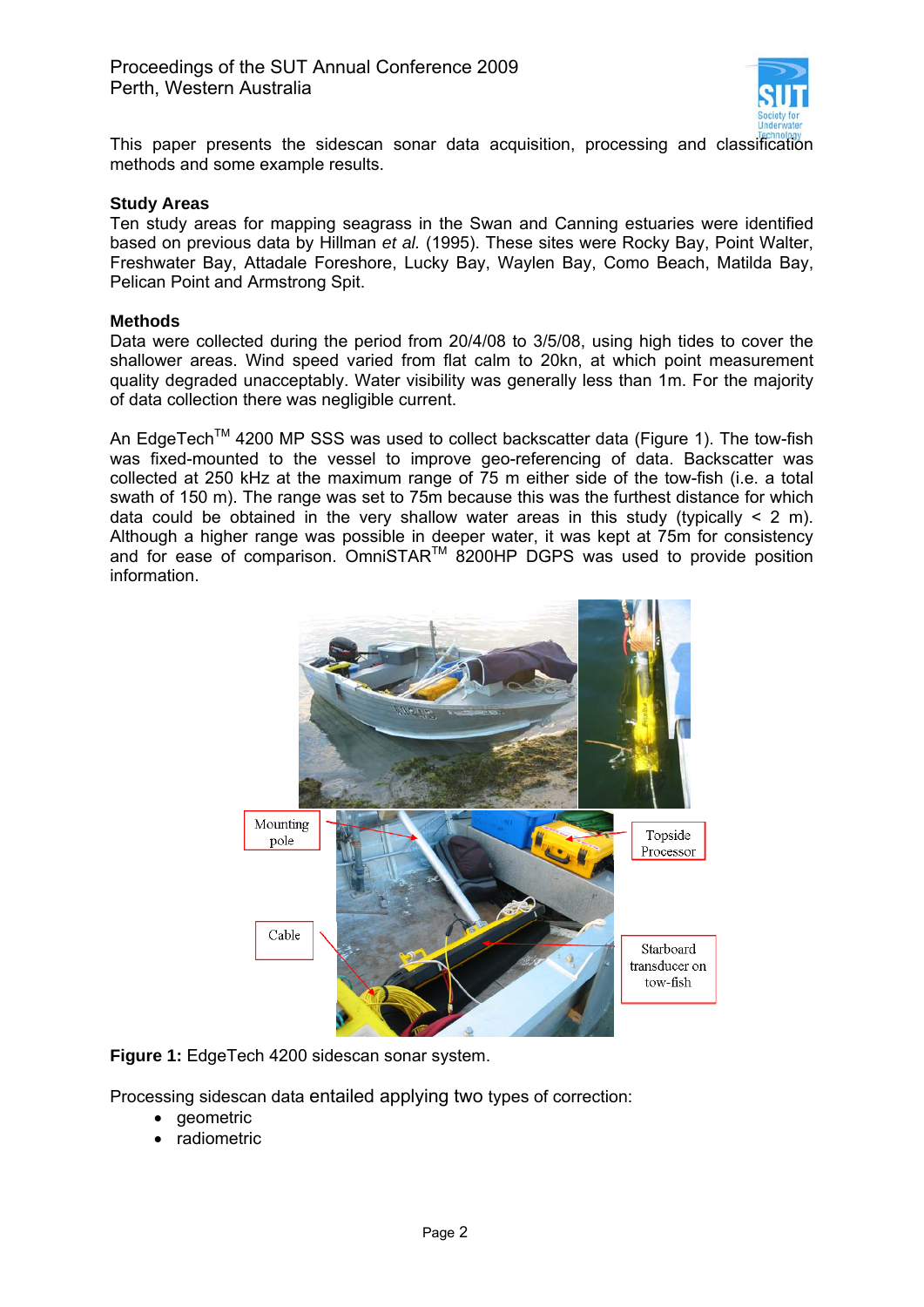This paper presents the sidescan sonar data acquisition, processing and classification methods and some example results.

### Study Areas

Ten study areas for mapping seagrass in the Swan and Canning estuaries were identified based on previous data by Hillman *et al.* (1995). These sites were Rocky Bay, Point Walter, Freshwater Bay, Attadale Foreshore, Lucky Bay, Waylen Bay, Como Beach, Matilda Bay, Pelican Point and Armstrong Spit.

### Methods

Data were collected during the period from 20/4/08 to 3/5/08, using high tides to cover the shallower areas. Wind speed varied from flat calm to 20kn, at which point measurement quality degraded unacceptably. Water visibility was generally less than 1m. For the majority of data collection there was negligible current.

An EdgeTech™ 4200 MP SSS was used to collect backscatter data (Figure 1). The tow-fish was fixed-mounted to the vessel to improve geo-referencing of data. Backscatter was collected at 250 kHz at the maximum range of 75 m either side of the tow-fish (i.e. a total swath of 150 m). The range was set to 75m because this was the furthest distance for which data could be obtained in the very shallow water areas in this study (typically < 2 m). Although a higher range was possible in deeper water, it was kept at 75m for consistency and for ease of comparison. OmniSTAR™ 8200HP DGPS was used to provide position information.

**Figure 1:** EdgeTech 4200 sidescan sonar system.

Processing sidescan data entailed applying two types of correction:

- geometric
- radiometric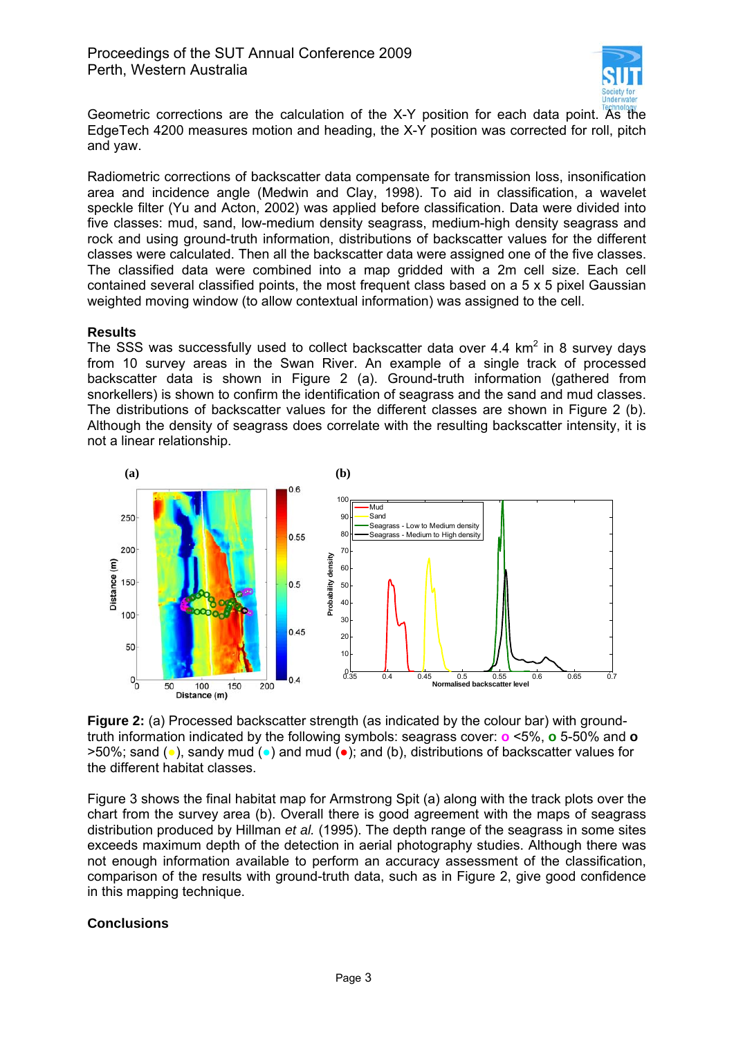Geometric corrections are the calculation of the X-Y position for each data point. As the EdgeTech 4200 measures motion and heading, the X-Y position was corrected for roll, pitch and yaw.

Radiometric corrections of backscatter data compensate for transmission loss, insonification area and incidence angle (Medwin and Clay, 1998). To aid in classification, a wavelet speckle filter (Yu and Acton, 2002) was applied before classification. Data were divided into five classes: mud, sand, low-medium density seagrass, medium-high density seagrass and rock and using ground-truth information, distributions of backscatter values for the different classes were calculated. Then all the backscatter data were assigned one of the five classes. The classified data were combined into a map gridded with a 2m cell size. Each cell contained several classified points, the most frequent class based on a 5 x 5 pixel Gaussian weighted moving window (to allow contextual information) was assigned to the cell.

**Results**

The SSS was successfully used to collect backscatter data over 4.4 km$^2$ in 8 survey days from 10 survey areas in the Swan River. An example of a single track of processed backscatter data is shown in Figure 2 (a). Ground-truth information (gathered from snorkellers) is shown to confirm the identification of seagrass and the sand and mud classes. The distributions of backscatter values for the different classes are shown in Figure 2 (b). Although the density of seagrass does correlate with the resulting backscatter intensity, it is not a linear relationship.

**Figure 2:** (a) Processed backscatter strength (as indicated by the colour bar) with ground-truth information indicated by the following symbols: seagrass cover: **o** <5%, **o** 5-50% and **o** >50%; sand (●), sandy mud (●) and mud (●); and (b), distributions of backscatter values for the different habitat classes.

Figure 3 shows the final habitat map for Armstrong Spit (a) along with the track plots over the chart from the survey area (b). Overall there is good agreement with the maps of seagrass distribution produced by Hillman *et al.* (1995). The depth range of the seagrass in some sites exceeds maximum depth of the detection in aerial photography studies. Although there was not enough information available to perform an accuracy assessment of the classification, comparison of the results with ground-truth data, such as in Figure 2, give good confidence in this mapping technique.

**Conclusions**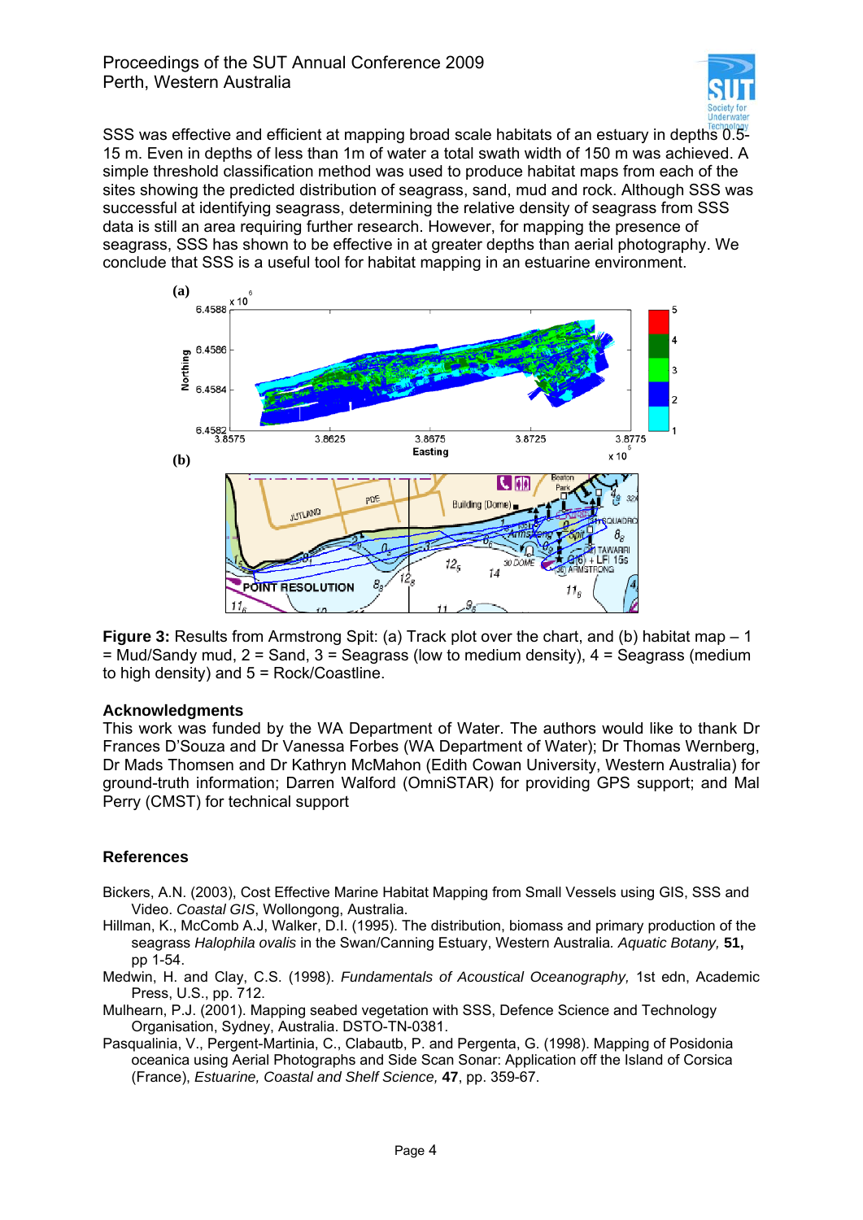SSS was effective and efficient at mapping broad scale habitats of an estuary in depths 0.5-15 m. Even in depths of less than 1m of water a total swath width of 150 m was achieved. A simple threshold classification method was used to produce habitat maps from each of the sites showing the predicted distribution of seagrass, sand, mud and rock. Although SSS was successful at identifying seagrass, determining the relative density of seagrass from SSS data is still an area requiring further research. However, for mapping the presence of seagrass, SSS has shown to be effective in at greater depths than aerial photography. We conclude that SSS is a useful tool for habitat mapping in an estuarine environment.

**Figure 3:** Results from Armstrong Spit: (a) Track plot over the chart, and (b) habitat map – 1 = Mud/Sandy mud, 2 = Sand, 3 = Seagrass (low to medium density), 4 = Seagrass (medium to high density) and 5 = Rock/Coastline.

## Acknowledgments

This work was funded by the WA Department of Water. The authors would like to thank Dr Frances D'Souza and Dr Vanessa Forbes (WA Department of Water); Dr Thomas Wernberg, Dr Mads Thomsen and Dr Kathryn McMahon (Edith Cowan University, Western Australia) for ground-truth information; Darren Walford (OmniSTAR) for providing GPS support; and Mal Perry (CMST) for technical support

## References

Bickers, A.N. (2003), Cost Effective Marine Habitat Mapping from Small Vessels using GIS, SSS and Video. *Coastal GIS*, Wollongong, Australia.

Hillman, K., McComb A.J, Walker, D.I. (1995). The distribution, biomass and primary production of the seagrass *Halophila ovalis* in the Swan/Canning Estuary, Western Australia*. Aquatic Botany,* **51,** pp 1-54.

Medwin, H. and Clay, C.S. (1998). *Fundamentals of Acoustical Oceanography,* 1st edn, Academic Press, U.S., pp. 712.

Mulhearn, P.J. (2001). Mapping seabed vegetation with SSS, Defence Science and Technology Organisation, Sydney, Australia. DSTO-TN-0381.

Pasqualinia, V., Pergent-Martinia, C., Clabautb, P. and Pergenta, G. (1998). Mapping of Posidonia oceanica using Aerial Photographs and Side Scan Sonar: Application off the Island of Corsica (France), *Estuarine, Coastal and Shelf Science,* **47**, pp. 359-67.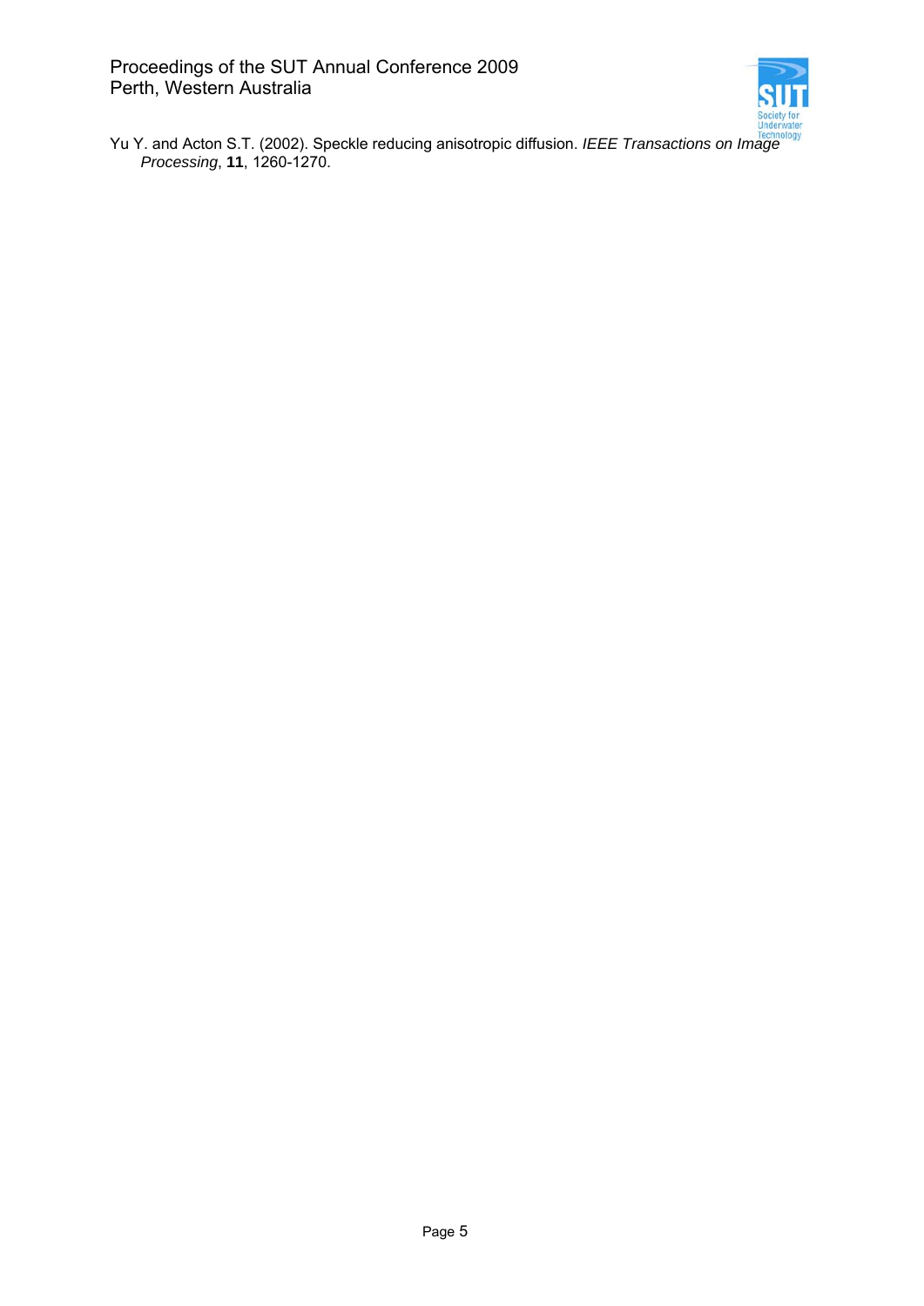Yu Y. and Acton S.T. (2002). Speckle reducing anisotropic diffusion. *IEEE Transactions on Image Processing*, **11**, 1260-1270.